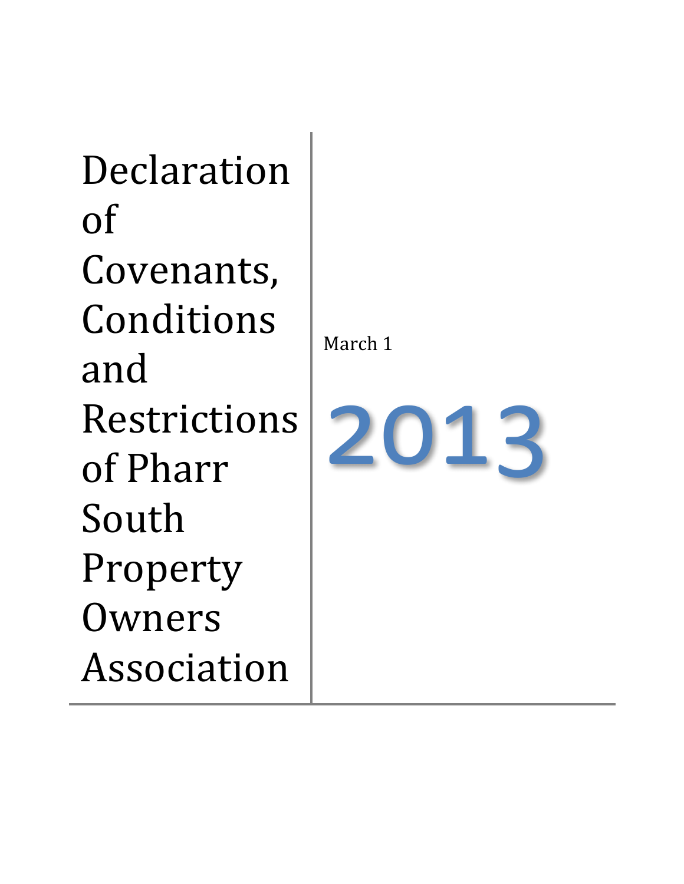# Declaration of Covenants, Conditions and Restrictions of Pharr South Property Owners Association

March 1

2013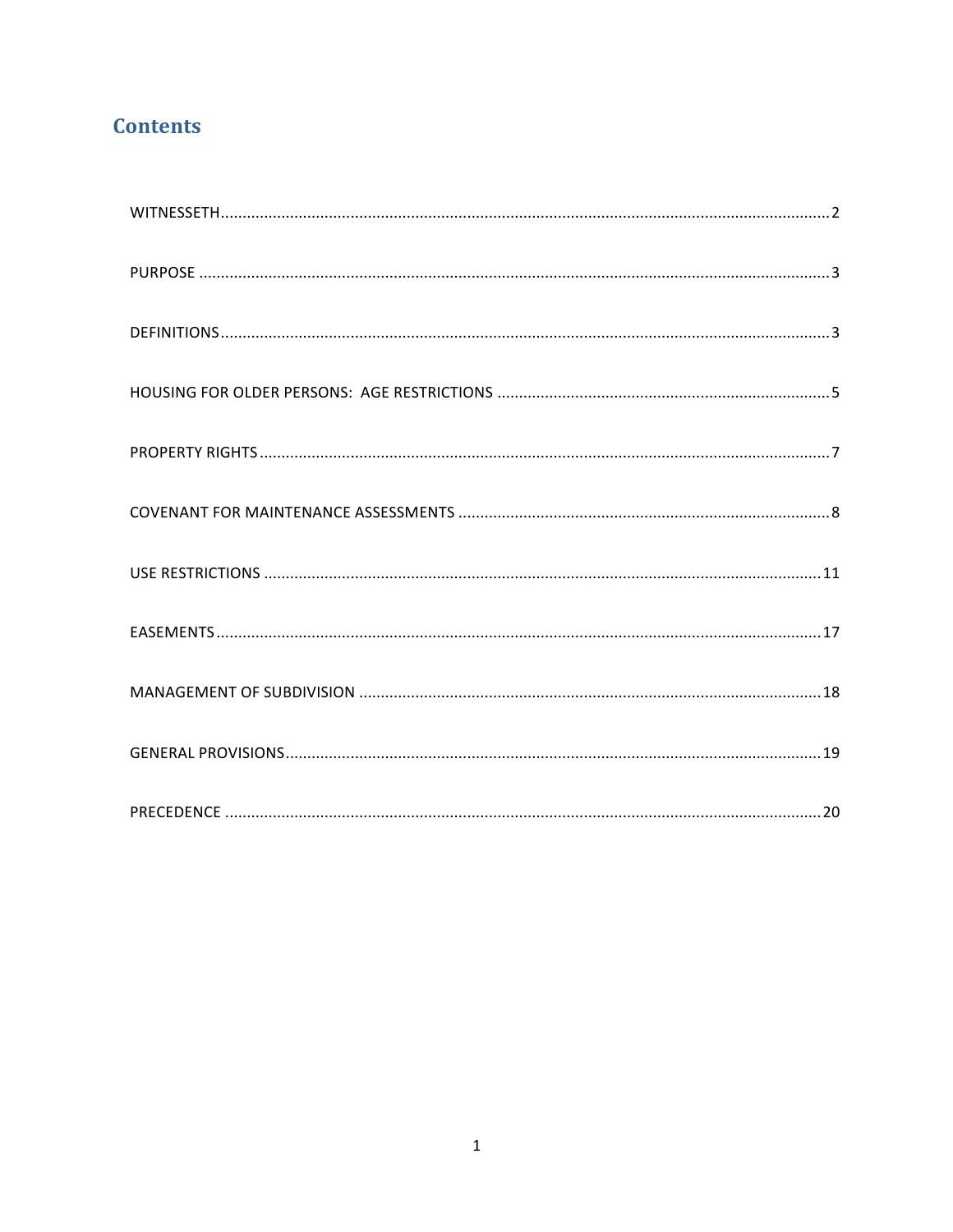## Contents

WITNESSETH ........................................................................................................................................ 2

PURPOSE ............................................................................................................................................ 3

DEFINITIONS ........................................................................................................................................ 3

HOUSING FOR OLDER PERSONS: AGE RESTRICTIONS ........................................................................... 5

PROPERTY RIGHTS ................................................................................................................................ 7

COVENANT FOR MAINTENANCE ASSESSMENTS ..................................................................................... 8

USE RESTRICTIONS ............................................................................................................................. 11

EASEMENTS ........................................................................................................................................ 17

MANAGEMENT OF SUBDIVISION ........................................................................................................ 18

GENERAL PROVISIONS ......................................................................................................................... 19

PRECEDENCE ....................................................................................................................................... 20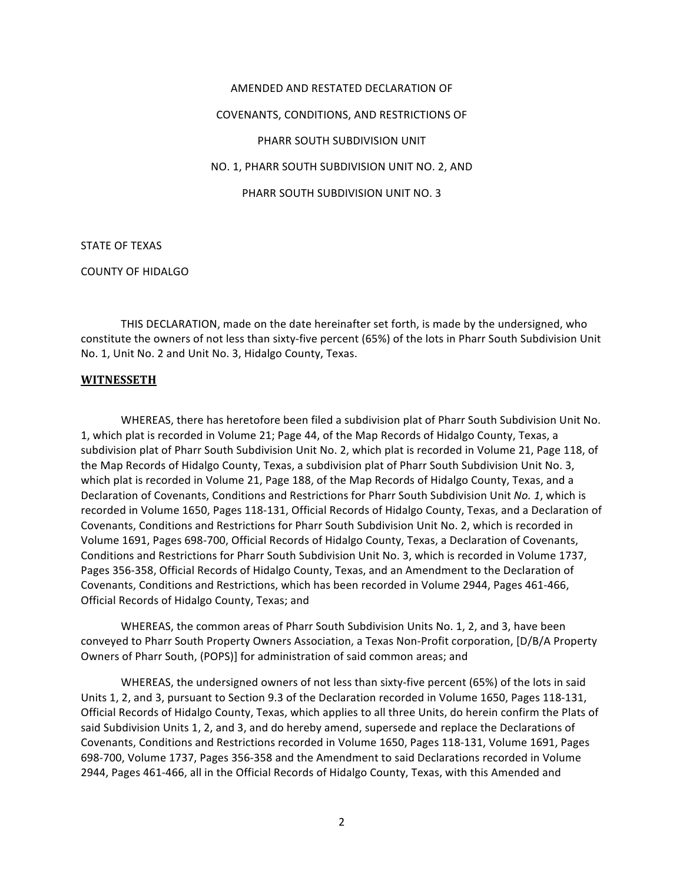AMENDED AND RESTATED DECLARATION OF

COVENANTS, CONDITIONS, AND RESTRICTIONS OF

PHARR SOUTH SUBDIVISION UNIT

NO. 1, PHARR SOUTH SUBDIVISION UNIT NO. 2, AND

PHARR SOUTH SUBDIVISION UNIT NO. 3

STATE OF TEXAS

COUNTY OF HIDALGO

THIS DECLARATION, made on the date hereinafter set forth, is made by the undersigned, who constitute the owners of not less than sixty-five percent (65%) of the lots in Pharr South Subdivision Unit No. 1, Unit No. 2 and Unit No. 3, Hidalgo County, Texas.

**WITNESSETH**

WHEREAS, there has heretofore been filed a subdivision plat of Pharr South Subdivision Unit No. 1, which plat is recorded in Volume 21; Page 44, of the Map Records of Hidalgo County, Texas, a subdivision plat of Pharr South Subdivision Unit No. 2, which plat is recorded in Volume 21, Page 118, of the Map Records of Hidalgo County, Texas, a subdivision plat of Pharr South Subdivision Unit No. 3, which plat is recorded in Volume 21, Page 188, of the Map Records of Hidalgo County, Texas, and a Declaration of Covenants, Conditions and Restrictions for Pharr South Subdivision Unit *No. 1*, which is recorded in Volume 1650, Pages 118-131, Official Records of Hidalgo County, Texas, and a Declaration of Covenants, Conditions and Restrictions for Pharr South Subdivision Unit No. 2, which is recorded in Volume 1691, Pages 698-700, Official Records of Hidalgo County, Texas, a Declaration of Covenants, Conditions and Restrictions for Pharr South Subdivision Unit No. 3, which is recorded in Volume 1737, Pages 356-358, Official Records of Hidalgo County, Texas, and an Amendment to the Declaration of Covenants, Conditions and Restrictions, which has been recorded in Volume 2944, Pages 461-466, Official Records of Hidalgo County, Texas; and

WHEREAS, the common areas of Pharr South Subdivision Units No. 1, 2, and 3, have been conveyed to Pharr South Property Owners Association, a Texas Non-Profit corporation, [D/B/A Property Owners of Pharr South, (POPS)] for administration of said common areas; and

WHEREAS, the undersigned owners of not less than sixty-five percent (65%) of the lots in said Units 1, 2, and 3, pursuant to Section 9.3 of the Declaration recorded in Volume 1650, Pages 118-131, Official Records of Hidalgo County, Texas, which applies to all three Units, do herein confirm the Plats of said Subdivision Units 1, 2, and 3, and do hereby amend, supersede and replace the Declarations of Covenants, Conditions and Restrictions recorded in Volume 1650, Pages 118-131, Volume 1691, Pages 698-700, Volume 1737, Pages 356-358 and the Amendment to said Declarations recorded in Volume 2944, Pages 461-466, all in the Official Records of Hidalgo County, Texas, with this Amended and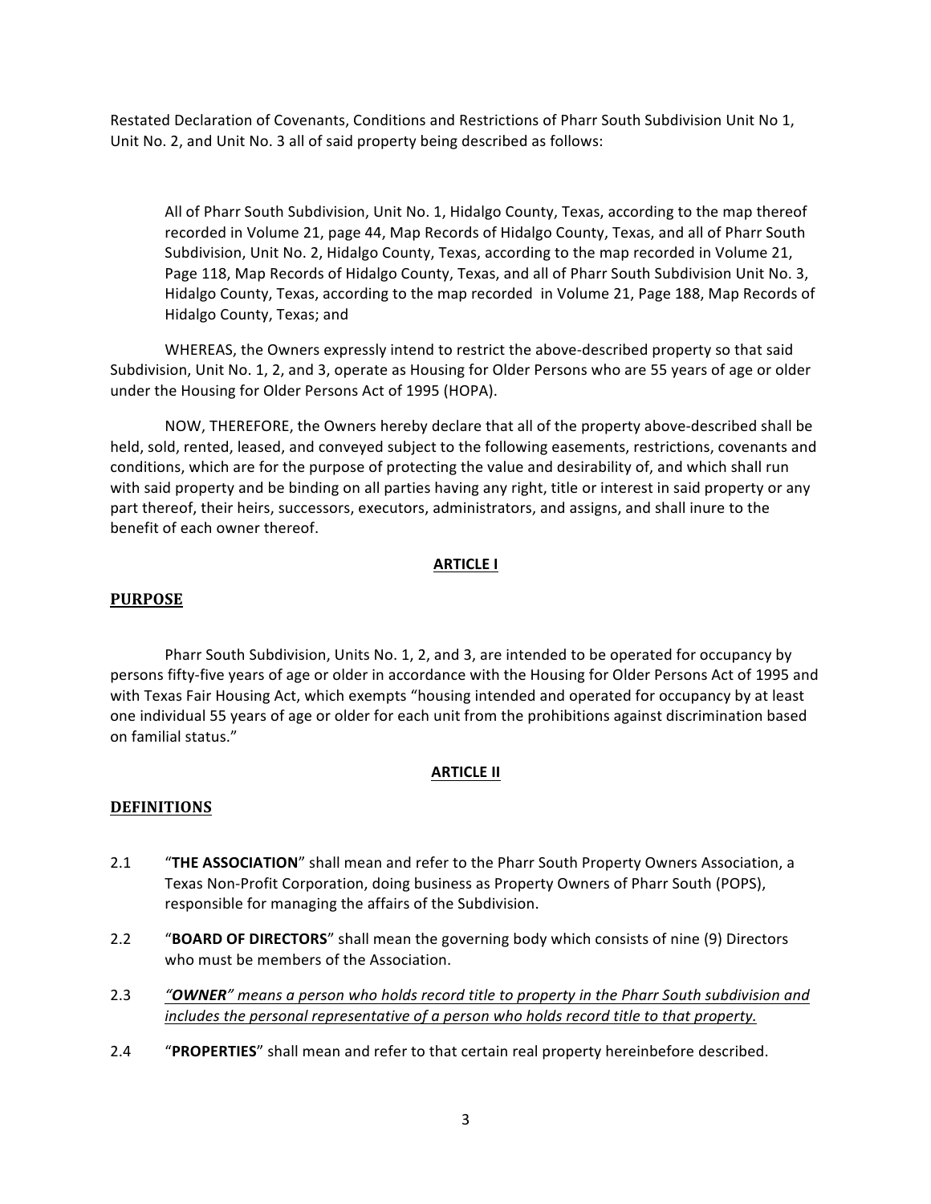Restated Declaration of Covenants, Conditions and Restrictions of Pharr South Subdivision Unit No 1, Unit No. 2, and Unit No. 3 all of said property being described as follows:

> All of Pharr South Subdivision, Unit No. 1, Hidalgo County, Texas, according to the map thereof recorded in Volume 21, page 44, Map Records of Hidalgo County, Texas, and all of Pharr South Subdivision, Unit No. 2, Hidalgo County, Texas, according to the map recorded in Volume 21, Page 118, Map Records of Hidalgo County, Texas, and all of Pharr South Subdivision Unit No. 3, Hidalgo County, Texas, according to the map recorded in Volume 21, Page 188, Map Records of Hidalgo County, Texas; and

WHEREAS, the Owners expressly intend to restrict the above-described property so that said Subdivision, Unit No. 1, 2, and 3, operate as Housing for Older Persons who are 55 years of age or older under the Housing for Older Persons Act of 1995 (HOPA).

NOW, THEREFORE, the Owners hereby declare that all of the property above-described shall be held, sold, rented, leased, and conveyed subject to the following easements, restrictions, covenants and conditions, which are for the purpose of protecting the value and desirability of, and which shall run with said property and be binding on all parties having any right, title or interest in said property or any part thereof, their heirs, successors, executors, administrators, and assigns, and shall inure to the benefit of each owner thereof.

## ARTICLE I

## PURPOSE

Pharr South Subdivision, Units No. 1, 2, and 3, are intended to be operated for occupancy by persons fifty-five years of age or older in accordance with the Housing for Older Persons Act of 1995 and with Texas Fair Housing Act, which exempts "housing intended and operated for occupancy by at least one individual 55 years of age or older for each unit from the prohibitions against discrimination based on familial status."

## ARTICLE II

## DEFINITIONS

2.1 "**THE ASSOCIATION**" shall mean and refer to the Pharr South Property Owners Association, a Texas Non-Profit Corporation, doing business as Property Owners of Pharr South (POPS), responsible for managing the affairs of the Subdivision.

2.2 "**BOARD OF DIRECTORS**" shall mean the governing body which consists of nine (9) Directors who must be members of the Association.

2.3 <u>*"**OWNER**" means a person who holds record title to property in the Pharr South subdivision and includes the personal representative of a person who holds record title to that property.*</u>

2.4 "**PROPERTIES**" shall mean and refer to that certain real property hereinbefore described.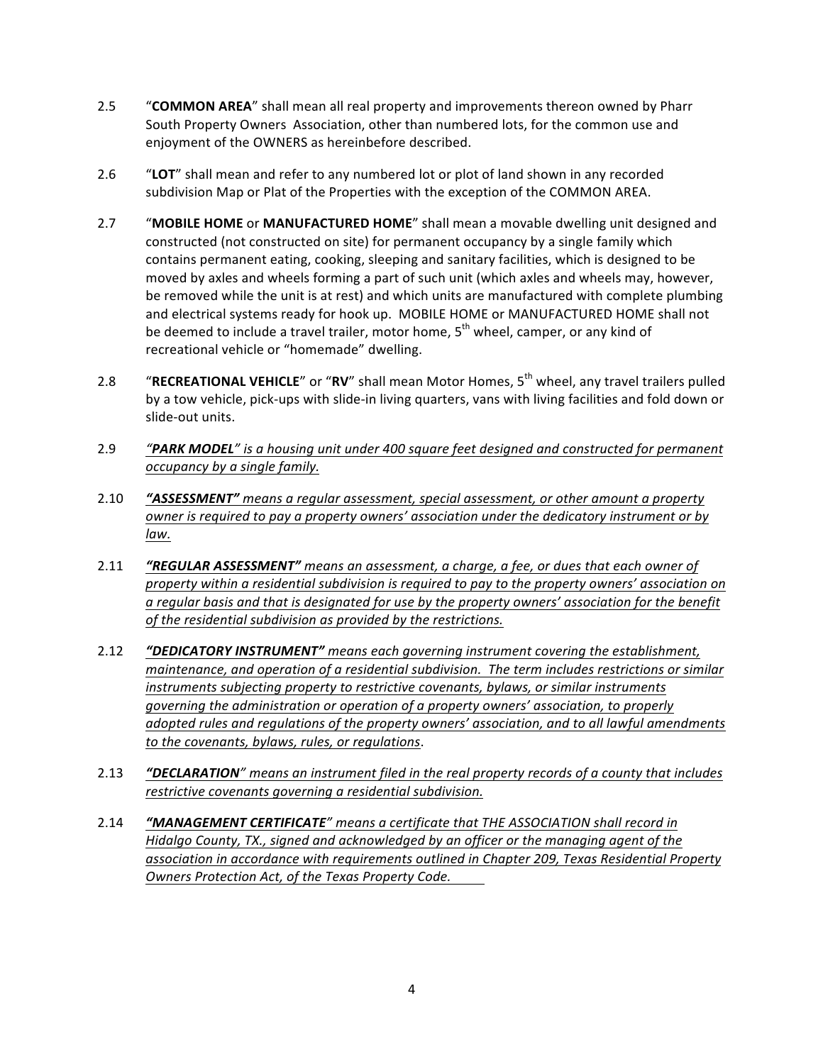2.5 "**COMMON AREA**" shall mean all real property and improvements thereon owned by Pharr South Property Owners Association, other than numbered lots, for the common use and enjoyment of the OWNERS as hereinbefore described.

2.6 "**LOT**" shall mean and refer to any numbered lot or plot of land shown in any recorded subdivision Map or Plat of the Properties with the exception of the COMMON AREA.

2.7 "**MOBILE HOME** or **MANUFACTURED HOME**" shall mean a movable dwelling unit designed and constructed (not constructed on site) for permanent occupancy by a single family which contains permanent eating, cooking, sleeping and sanitary facilities, which is designed to be moved by axles and wheels forming a part of such unit (which axles and wheels may, however, be removed while the unit is at rest) and which units are manufactured with complete plumbing and electrical systems ready for hook up. MOBILE HOME or MANUFACTURED HOME shall not be deemed to include a travel trailer, motor home, 5th wheel, camper, or any kind of recreational vehicle or "homemade" dwelling.

2.8 "**RECREATIONAL VEHICLE**" or "**RV**" shall mean Motor Homes, 5th wheel, any travel trailers pulled by a tow vehicle, pick-ups with slide-in living quarters, vans with living facilities and fold down or slide-out units.

2.9 <u>*"**PARK MODEL**" is a housing unit under 400 square feet designed and constructed for permanent occupancy by a single family.*</u>

2.10 <u>***"ASSESSMENT"** means a regular assessment, special assessment, or other amount a property owner is required to pay a property owners' association under the dedicatory instrument or by law.*</u>

2.11 <u>***"REGULAR ASSESSMENT"** means an assessment, a charge, a fee, or dues that each owner of property within a residential subdivision is required to pay to the property owners' association on a regular basis and that is designated for use by the property owners' association for the benefit of the residential subdivision as provided by the restrictions.*</u>

2.12 <u>***"DEDICATORY INSTRUMENT"** means each governing instrument covering the establishment, maintenance, and operation of a residential subdivision. The term includes restrictions or similar instruments subjecting property to restrictive covenants, bylaws, or similar instruments governing the administration or operation of a property owners' association, to properly adopted rules and regulations of the property owners' association, and to all lawful amendments to the covenants, bylaws, rules, or regulations*</u>.

2.13 <u>***"DECLARATION"** means an instrument filed in the real property records of a county that includes restrictive covenants governing a residential subdivision.*</u>

2.14 <u>***"MANAGEMENT CERTIFICATE"** means a certificate that THE ASSOCIATION shall record in Hidalgo County, TX., signed and acknowledged by an officer or the managing agent of the association in accordance with requirements outlined in Chapter 209, Texas Residential Property Owners Protection Act, of the Texas Property Code.*</u>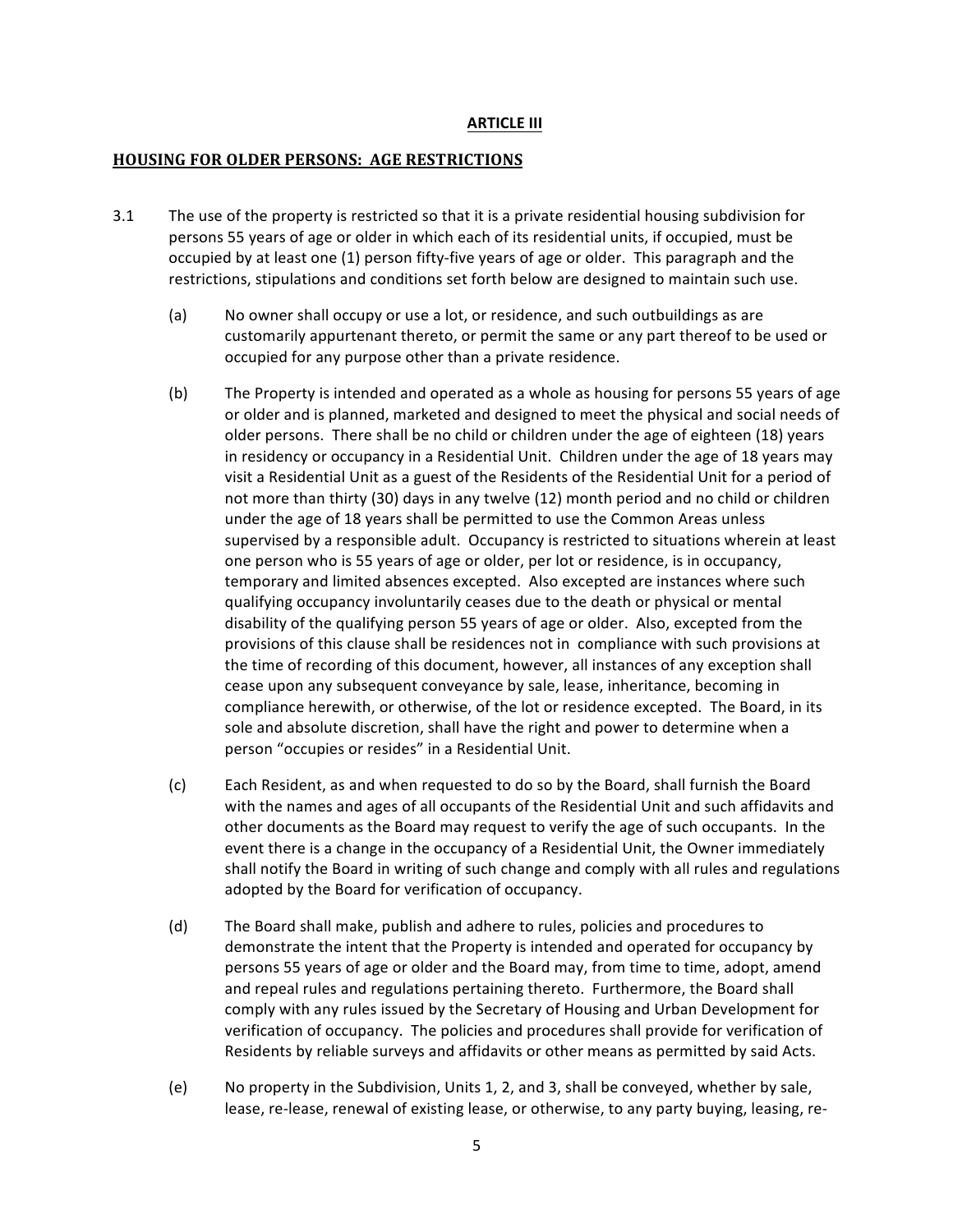**ARTICLE III**

**HOUSING FOR OLDER PERSONS: AGE RESTRICTIONS**

3.1 The use of the property is restricted so that it is a private residential housing subdivision for persons 55 years of age or older in which each of its residential units, if occupied, must be occupied by at least one (1) person fifty-five years of age or older. This paragraph and the restrictions, stipulations and conditions set forth below are designed to maintain such use.

(a) No owner shall occupy or use a lot, or residence, and such outbuildings as are customarily appurtenant thereto, or permit the same or any part thereof to be used or occupied for any purpose other than a private residence.

(b) The Property is intended and operated as a whole as housing for persons 55 years of age or older and is planned, marketed and designed to meet the physical and social needs of older persons. There shall be no child or children under the age of eighteen (18) years in residency or occupancy in a Residential Unit. Children under the age of 18 years may visit a Residential Unit as a guest of the Residents of the Residential Unit for a period of not more than thirty (30) days in any twelve (12) month period and no child or children under the age of 18 years shall be permitted to use the Common Areas unless supervised by a responsible adult. Occupancy is restricted to situations wherein at least one person who is 55 years of age or older, per lot or residence, is in occupancy, temporary and limited absences excepted. Also excepted are instances where such qualifying occupancy involuntarily ceases due to the death or physical or mental disability of the qualifying person 55 years of age or older. Also, excepted from the provisions of this clause shall be residences not in compliance with such provisions at the time of recording of this document, however, all instances of any exception shall cease upon any subsequent conveyance by sale, lease, inheritance, becoming in compliance herewith, or otherwise, of the lot or residence excepted. The Board, in its sole and absolute discretion, shall have the right and power to determine when a person "occupies or resides" in a Residential Unit.

(c) Each Resident, as and when requested to do so by the Board, shall furnish the Board with the names and ages of all occupants of the Residential Unit and such affidavits and other documents as the Board may request to verify the age of such occupants. In the event there is a change in the occupancy of a Residential Unit, the Owner immediately shall notify the Board in writing of such change and comply with all rules and regulations adopted by the Board for verification of occupancy.

(d) The Board shall make, publish and adhere to rules, policies and procedures to demonstrate the intent that the Property is intended and operated for occupancy by persons 55 years of age or older and the Board may, from time to time, adopt, amend and repeal rules and regulations pertaining thereto. Furthermore, the Board shall comply with any rules issued by the Secretary of Housing and Urban Development for verification of occupancy. The policies and procedures shall provide for verification of Residents by reliable surveys and affidavits or other means as permitted by said Acts.

(e) No property in the Subdivision, Units 1, 2, and 3, shall be conveyed, whether by sale, lease, re-lease, renewal of existing lease, or otherwise, to any party buying, leasing, re-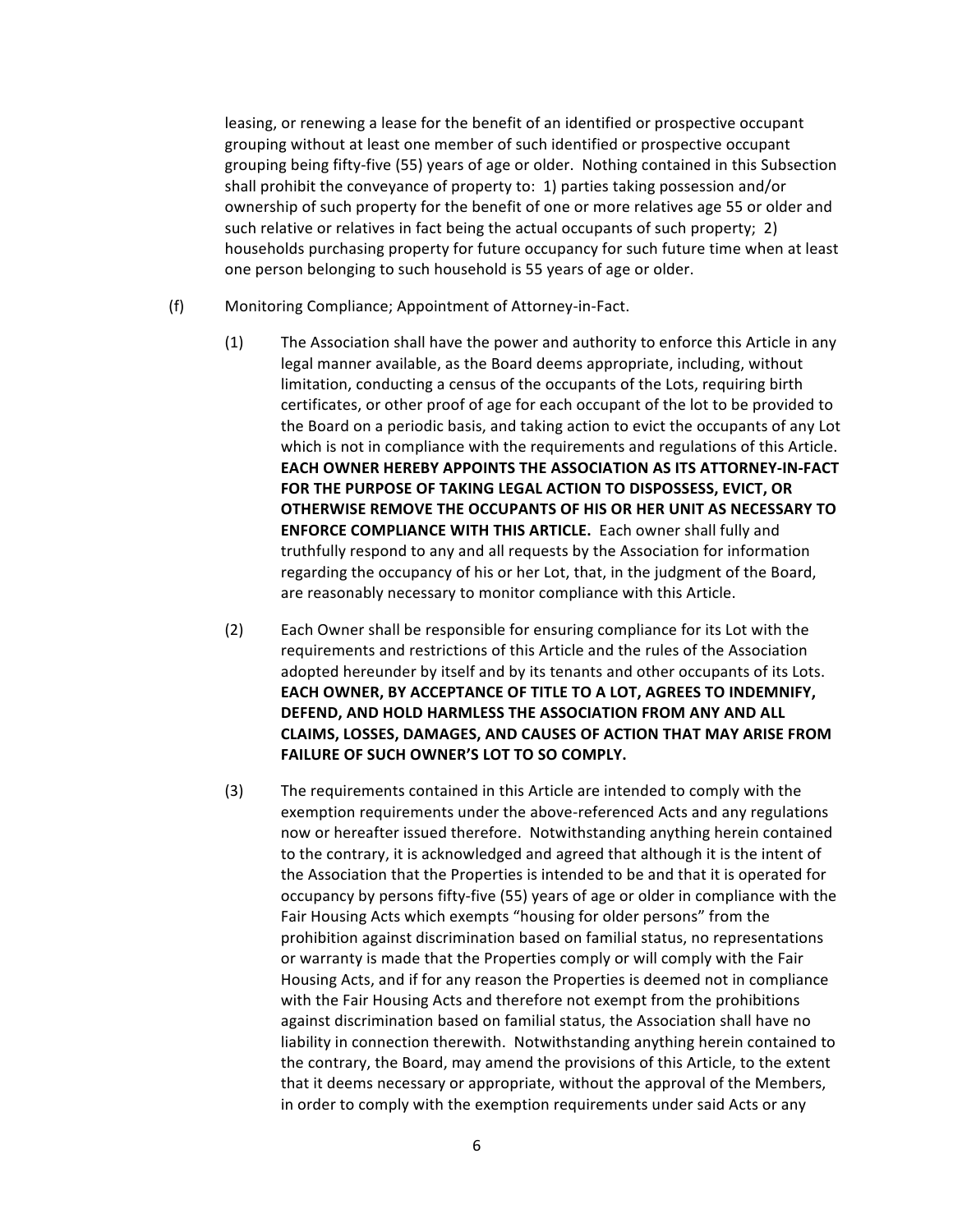leasing, or renewing a lease for the benefit of an identified or prospective occupant grouping without at least one member of such identified or prospective occupant grouping being fifty-five (55) years of age or older. Nothing contained in this Subsection shall prohibit the conveyance of property to: 1) parties taking possession and/or ownership of such property for the benefit of one or more relatives age 55 or older and such relative or relatives in fact being the actual occupants of such property; 2) households purchasing property for future occupancy for such future time when at least one person belonging to such household is 55 years of age or older.

(f) Monitoring Compliance; Appointment of Attorney-in-Fact.

(1) The Association shall have the power and authority to enforce this Article in any legal manner available, as the Board deems appropriate, including, without limitation, conducting a census of the occupants of the Lots, requiring birth certificates, or other proof of age for each occupant of the lot to be provided to the Board on a periodic basis, and taking action to evict the occupants of any Lot which is not in compliance with the requirements and regulations of this Article. **EACH OWNER HEREBY APPOINTS THE ASSOCIATION AS ITS ATTORNEY-IN-FACT FOR THE PURPOSE OF TAKING LEGAL ACTION TO DISPOSSESS, EVICT, OR OTHERWISE REMOVE THE OCCUPANTS OF HIS OR HER UNIT AS NECESSARY TO ENFORCE COMPLIANCE WITH THIS ARTICLE.** Each owner shall fully and truthfully respond to any and all requests by the Association for information regarding the occupancy of his or her Lot, that, in the judgment of the Board, are reasonably necessary to monitor compliance with this Article.

(2) Each Owner shall be responsible for ensuring compliance for its Lot with the requirements and restrictions of this Article and the rules of the Association adopted hereunder by itself and by its tenants and other occupants of its Lots. **EACH OWNER, BY ACCEPTANCE OF TITLE TO A LOT, AGREES TO INDEMNIFY, DEFEND, AND HOLD HARMLESS THE ASSOCIATION FROM ANY AND ALL CLAIMS, LOSSES, DAMAGES, AND CAUSES OF ACTION THAT MAY ARISE FROM FAILURE OF SUCH OWNER'S LOT TO SO COMPLY.**

(3) The requirements contained in this Article are intended to comply with the exemption requirements under the above-referenced Acts and any regulations now or hereafter issued therefore. Notwithstanding anything herein contained to the contrary, it is acknowledged and agreed that although it is the intent of the Association that the Properties is intended to be and that it is operated for occupancy by persons fifty-five (55) years of age or older in compliance with the Fair Housing Acts which exempts "housing for older persons" from the prohibition against discrimination based on familial status, no representations or warranty is made that the Properties comply or will comply with the Fair Housing Acts, and if for any reason the Properties is deemed not in compliance with the Fair Housing Acts and therefore not exempt from the prohibitions against discrimination based on familial status, the Association shall have no liability in connection therewith. Notwithstanding anything herein contained to the contrary, the Board, may amend the provisions of this Article, to the extent that it deems necessary or appropriate, without the approval of the Members, in order to comply with the exemption requirements under said Acts or any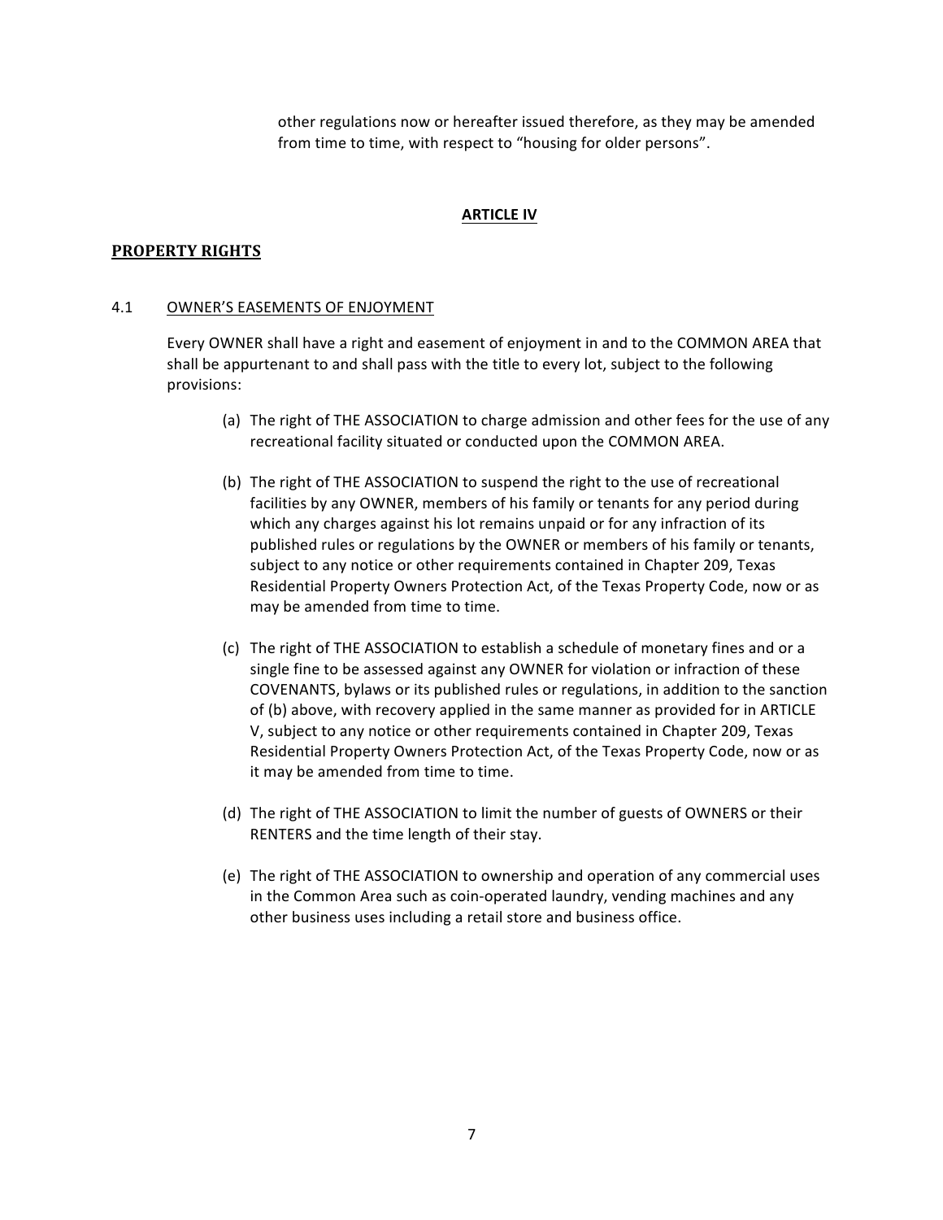other regulations now or hereafter issued therefore, as they may be amended from time to time, with respect to "housing for older persons".

## ARTICLE IV

## PROPERTY RIGHTS

### 4.1 OWNER'S EASEMENTS OF ENJOYMENT

Every OWNER shall have a right and easement of enjoyment in and to the COMMON AREA that shall be appurtenant to and shall pass with the title to every lot, subject to the following provisions:

(a) The right of THE ASSOCIATION to charge admission and other fees for the use of any recreational facility situated or conducted upon the COMMON AREA.

(b) The right of THE ASSOCIATION to suspend the right to the use of recreational facilities by any OWNER, members of his family or tenants for any period during which any charges against his lot remains unpaid or for any infraction of its published rules or regulations by the OWNER or members of his family or tenants, subject to any notice or other requirements contained in Chapter 209, Texas Residential Property Owners Protection Act, of the Texas Property Code, now or as may be amended from time to time.

(c) The right of THE ASSOCIATION to establish a schedule of monetary fines and or a single fine to be assessed against any OWNER for violation or infraction of these COVENANTS, bylaws or its published rules or regulations, in addition to the sanction of (b) above, with recovery applied in the same manner as provided for in ARTICLE V, subject to any notice or other requirements contained in Chapter 209, Texas Residential Property Owners Protection Act, of the Texas Property Code, now or as it may be amended from time to time.

(d) The right of THE ASSOCIATION to limit the number of guests of OWNERS or their RENTERS and the time length of their stay.

(e) The right of THE ASSOCIATION to ownership and operation of any commercial uses in the Common Area such as coin-operated laundry, vending machines and any other business uses including a retail store and business office.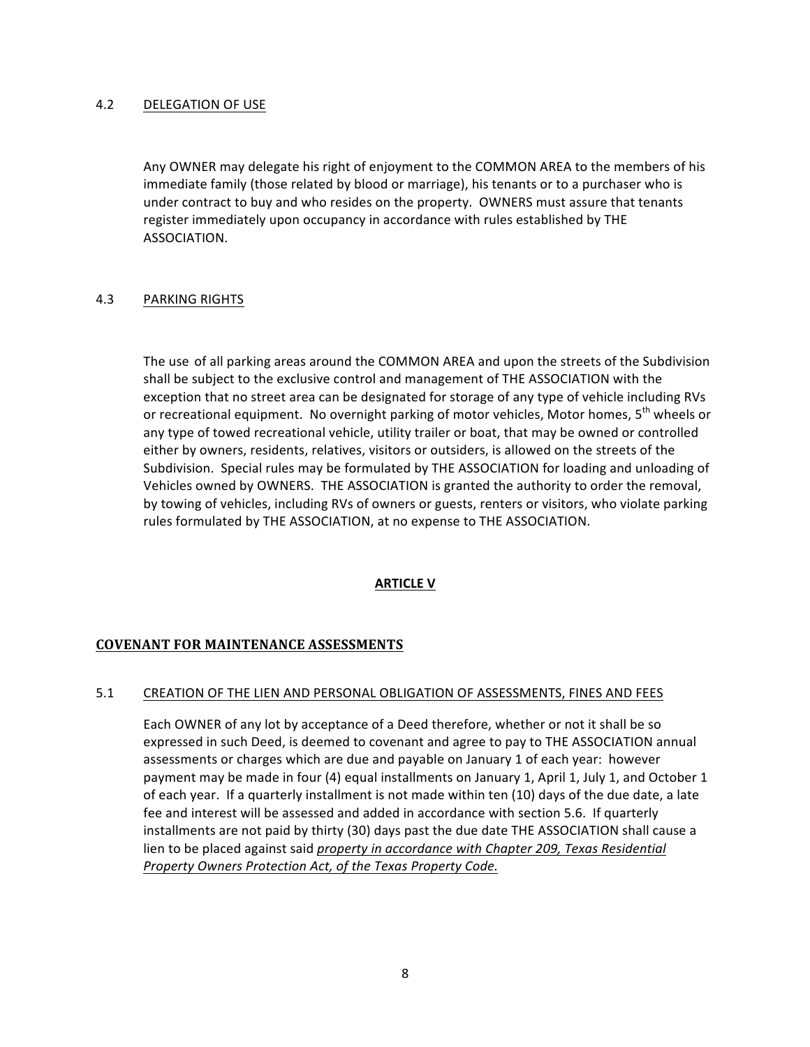4.2 <u>DELEGATION OF USE</u>

Any OWNER may delegate his right of enjoyment to the COMMON AREA to the members of his immediate family (those related by blood or marriage), his tenants or to a purchaser who is under contract to buy and who resides on the property. OWNERS must assure that tenants register immediately upon occupancy in accordance with rules established by THE ASSOCIATION.

4.3 <u>PARKING RIGHTS</u>

The use of all parking areas around the COMMON AREA and upon the streets of the Subdivision shall be subject to the exclusive control and management of THE ASSOCIATION with the exception that no street area can be designated for storage of any type of vehicle including RVs or recreational equipment. No overnight parking of motor vehicles, Motor homes, 5th wheels or any type of towed recreational vehicle, utility trailer or boat, that may be owned or controlled either by owners, residents, relatives, visitors or outsiders, is allowed on the streets of the Subdivision. Special rules may be formulated by THE ASSOCIATION for loading and unloading of Vehicles owned by OWNERS. THE ASSOCIATION is granted the authority to order the removal, by towing of vehicles, including RVs of owners or guests, renters or visitors, who violate parking rules formulated by THE ASSOCIATION, at no expense to THE ASSOCIATION.

## ARTICLE V

## COVENANT FOR MAINTENANCE ASSESSMENTS

5.1 <u>CREATION OF THE LIEN AND PERSONAL OBLIGATION OF ASSESSMENTS, FINES AND FEES</u>

Each OWNER of any lot by acceptance of a Deed therefore, whether or not it shall be so expressed in such Deed, is deemed to covenant and agree to pay to THE ASSOCIATION annual assessments or charges which are due and payable on January 1 of each year: however payment may be made in four (4) equal installments on January 1, April 1, July 1, and October 1 of each year. If a quarterly installment is not made within ten (10) days of the due date, a late fee and interest will be assessed and added in accordance with section 5.6. If quarterly installments are not paid by thirty (30) days past the due date THE ASSOCIATION shall cause a lien to be placed against said *<u>property in accordance with Chapter 209, Texas Residential Property Owners Protection Act, of the Texas Property Code.</u>*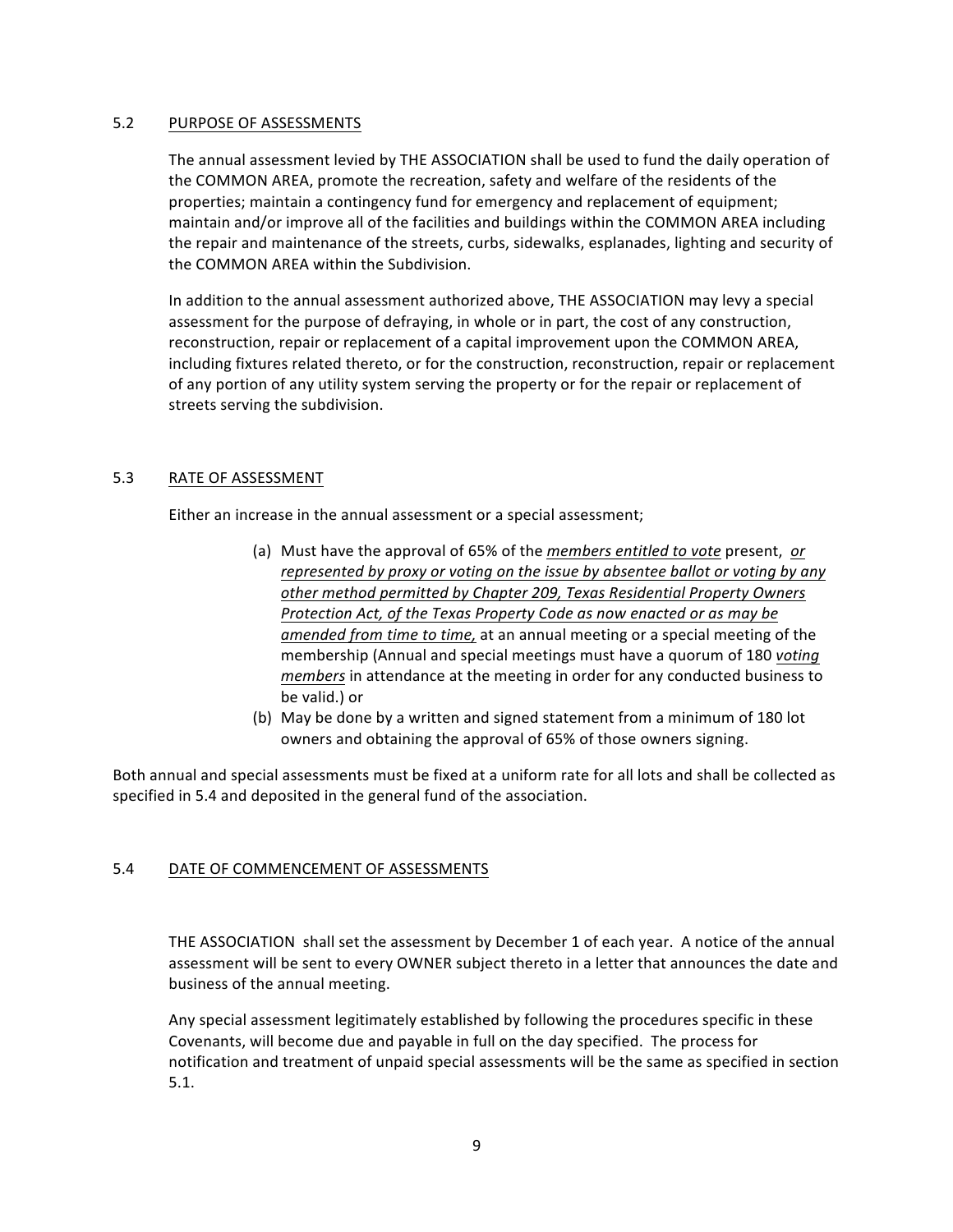## 5.2 <u>PURPOSE OF ASSESSMENTS</u>

The annual assessment levied by THE ASSOCIATION shall be used to fund the daily operation of the COMMON AREA, promote the recreation, safety and welfare of the residents of the properties; maintain a contingency fund for emergency and replacement of equipment; maintain and/or improve all of the facilities and buildings within the COMMON AREA including the repair and maintenance of the streets, curbs, sidewalks, esplanades, lighting and security of the COMMON AREA within the Subdivision.

In addition to the annual assessment authorized above, THE ASSOCIATION may levy a special assessment for the purpose of defraying, in whole or in part, the cost of any construction, reconstruction, repair or replacement of a capital improvement upon the COMMON AREA, including fixtures related thereto, or for the construction, reconstruction, repair or replacement of any portion of any utility system serving the property or for the repair or replacement of streets serving the subdivision.

## 5.3 <u>RATE OF ASSESSMENT</u>

Either an increase in the annual assessment or a special assessment;

(a) Must have the approval of 65% of the <u>*members entitled to vote*</u> present, <u>*or represented by proxy or voting on the issue by absentee ballot or voting by any other method permitted by Chapter 209, Texas Residential Property Owners Protection Act, of the Texas Property Code as now enacted or as may be amended from time to time,*</u> at an annual meeting or a special meeting of the membership (Annual and special meetings must have a quorum of 180 <u>*voting members*</u> in attendance at the meeting in order for any conducted business to be valid.) or

(b) May be done by a written and signed statement from a minimum of 180 lot owners and obtaining the approval of 65% of those owners signing.

Both annual and special assessments must be fixed at a uniform rate for all lots and shall be collected as specified in 5.4 and deposited in the general fund of the association.

## 5.4 <u>DATE OF COMMENCEMENT OF ASSESSMENTS</u>

THE ASSOCIATION shall set the assessment by December 1 of each year. A notice of the annual assessment will be sent to every OWNER subject thereto in a letter that announces the date and business of the annual meeting.

Any special assessment legitimately established by following the procedures specific in these Covenants, will become due and payable in full on the day specified. The process for notification and treatment of unpaid special assessments will be the same as specified in section 5.1.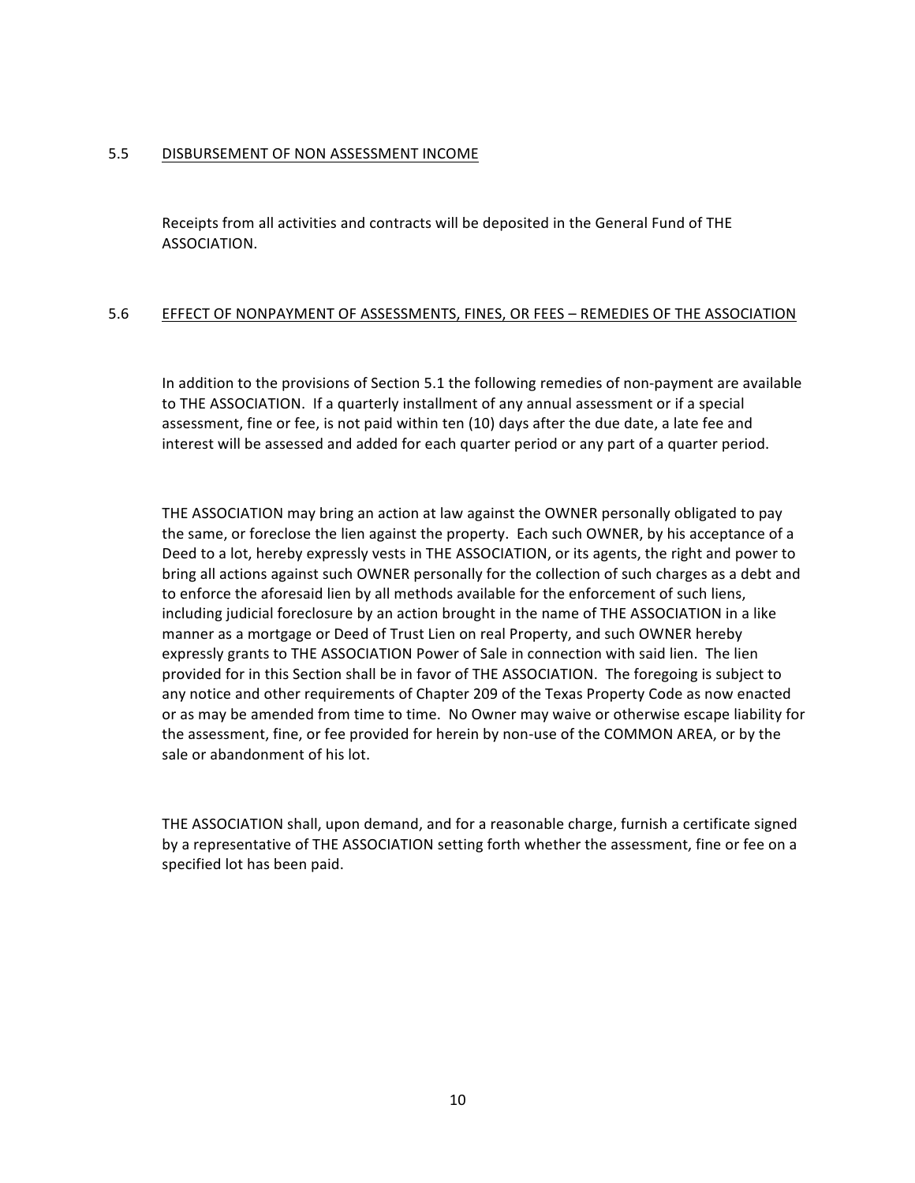### 5.5 DISBURSEMENT OF NON ASSESSMENT INCOME

Receipts from all activities and contracts will be deposited in the General Fund of THE ASSOCIATION.

### 5.6 EFFECT OF NONPAYMENT OF ASSESSMENTS, FINES, OR FEES – REMEDIES OF THE ASSOCIATION

In addition to the provisions of Section 5.1 the following remedies of non-payment are available to THE ASSOCIATION. If a quarterly installment of any annual assessment or if a special assessment, fine or fee, is not paid within ten (10) days after the due date, a late fee and interest will be assessed and added for each quarter period or any part of a quarter period.

THE ASSOCIATION may bring an action at law against the OWNER personally obligated to pay the same, or foreclose the lien against the property. Each such OWNER, by his acceptance of a Deed to a lot, hereby expressly vests in THE ASSOCIATION, or its agents, the right and power to bring all actions against such OWNER personally for the collection of such charges as a debt and to enforce the aforesaid lien by all methods available for the enforcement of such liens, including judicial foreclosure by an action brought in the name of THE ASSOCIATION in a like manner as a mortgage or Deed of Trust Lien on real Property, and such OWNER hereby expressly grants to THE ASSOCIATION Power of Sale in connection with said lien. The lien provided for in this Section shall be in favor of THE ASSOCIATION. The foregoing is subject to any notice and other requirements of Chapter 209 of the Texas Property Code as now enacted or as may be amended from time to time. No Owner may waive or otherwise escape liability for the assessment, fine, or fee provided for herein by non-use of the COMMON AREA, or by the sale or abandonment of his lot.

THE ASSOCIATION shall, upon demand, and for a reasonable charge, furnish a certificate signed by a representative of THE ASSOCIATION setting forth whether the assessment, fine or fee on a specified lot has been paid.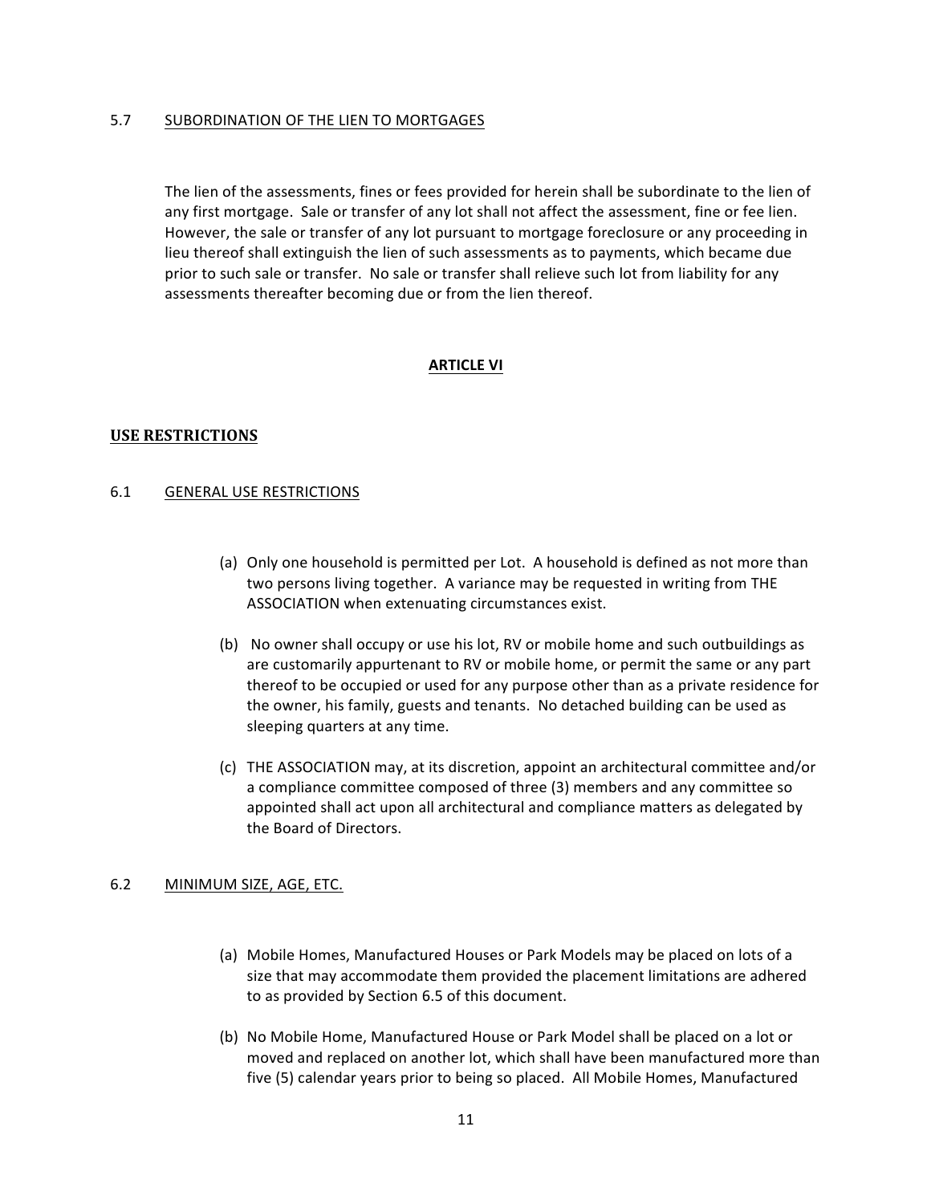### 5.7 SUBORDINATION OF THE LIEN TO MORTGAGES

The lien of the assessments, fines or fees provided for herein shall be subordinate to the lien of any first mortgage. Sale or transfer of any lot shall not affect the assessment, fine or fee lien. However, the sale or transfer of any lot pursuant to mortgage foreclosure or any proceeding in lieu thereof shall extinguish the lien of such assessments as to payments, which became due prior to such sale or transfer. No sale or transfer shall relieve such lot from liability for any assessments thereafter becoming due or from the lien thereof.

## ARTICLE VI

## USE RESTRICTIONS

### 6.1 GENERAL USE RESTRICTIONS

(a) Only one household is permitted per Lot. A household is defined as not more than two persons living together. A variance may be requested in writing from THE ASSOCIATION when extenuating circumstances exist.

(b) No owner shall occupy or use his lot, RV or mobile home and such outbuildings as are customarily appurtenant to RV or mobile home, or permit the same or any part thereof to be occupied or used for any purpose other than as a private residence for the owner, his family, guests and tenants. No detached building can be used as sleeping quarters at any time.

(c) THE ASSOCIATION may, at its discretion, appoint an architectural committee and/or a compliance committee composed of three (3) members and any committee so appointed shall act upon all architectural and compliance matters as delegated by the Board of Directors.

### 6.2 MINIMUM SIZE, AGE, ETC.

(a) Mobile Homes, Manufactured Houses or Park Models may be placed on lots of a size that may accommodate them provided the placement limitations are adhered to as provided by Section 6.5 of this document.

(b) No Mobile Home, Manufactured House or Park Model shall be placed on a lot or moved and replaced on another lot, which shall have been manufactured more than five (5) calendar years prior to being so placed. All Mobile Homes, Manufactured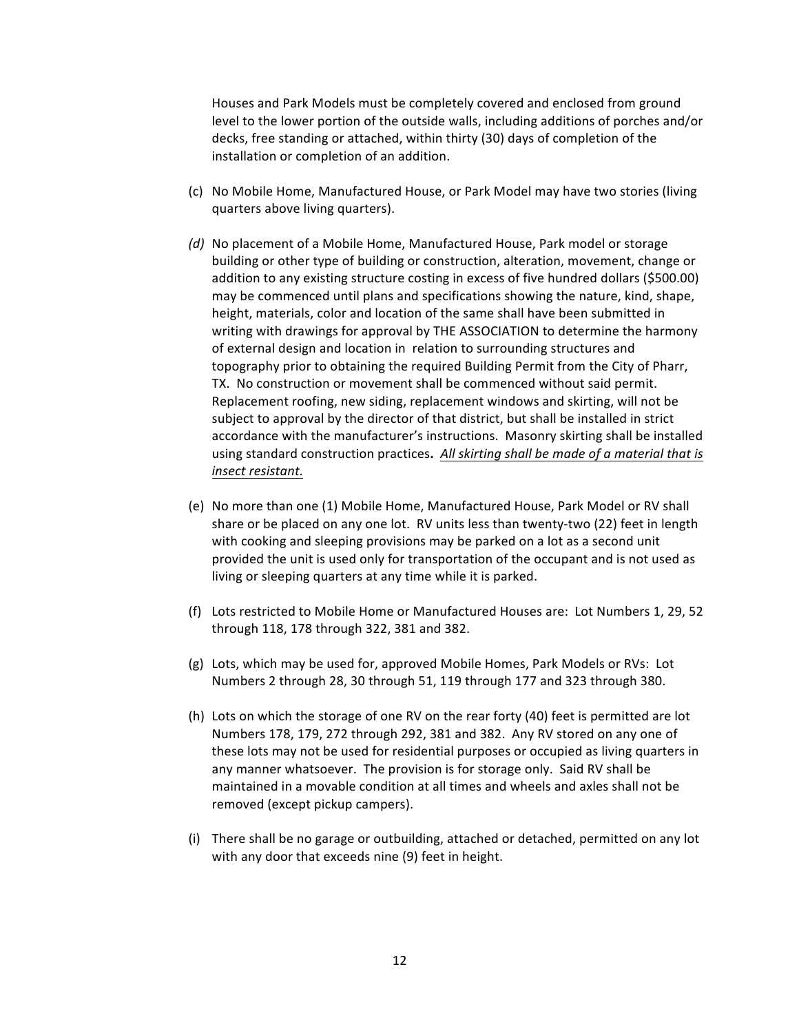Houses and Park Models must be completely covered and enclosed from ground level to the lower portion of the outside walls, including additions of porches and/or decks, free standing or attached, within thirty (30) days of completion of the installation or completion of an addition.

(c) No Mobile Home, Manufactured House, or Park Model may have two stories (living quarters above living quarters).

*(d)* No placement of a Mobile Home, Manufactured House, Park model or storage building or other type of building or construction, alteration, movement, change or addition to any existing structure costing in excess of five hundred dollars ($500.00) may be commenced until plans and specifications showing the nature, kind, shape, height, materials, color and location of the same shall have been submitted in writing with drawings for approval by THE ASSOCIATION to determine the harmony of external design and location in relation to surrounding structures and topography prior to obtaining the required Building Permit from the City of Pharr, TX. No construction or movement shall be commenced without said permit. Replacement roofing, new siding, replacement windows and skirting, will not be subject to approval by the director of that district, but shall be installed in strict accordance with the manufacturer's instructions. Masonry skirting shall be installed using standard construction practices**.** <u>*All skirting shall be made of a material that is insect resistant.*</u>

(e) No more than one (1) Mobile Home, Manufactured House, Park Model or RV shall share or be placed on any one lot. RV units less than twenty-two (22) feet in length with cooking and sleeping provisions may be parked on a lot as a second unit provided the unit is used only for transportation of the occupant and is not used as living or sleeping quarters at any time while it is parked.

(f) Lots restricted to Mobile Home or Manufactured Houses are: Lot Numbers 1, 29, 52 through 118, 178 through 322, 381 and 382.

(g) Lots, which may be used for, approved Mobile Homes, Park Models or RVs: Lot Numbers 2 through 28, 30 through 51, 119 through 177 and 323 through 380.

(h) Lots on which the storage of one RV on the rear forty (40) feet is permitted are lot Numbers 178, 179, 272 through 292, 381 and 382. Any RV stored on any one of these lots may not be used for residential purposes or occupied as living quarters in any manner whatsoever. The provision is for storage only. Said RV shall be maintained in a movable condition at all times and wheels and axles shall not be removed (except pickup campers).

(i) There shall be no garage or outbuilding, attached or detached, permitted on any lot with any door that exceeds nine (9) feet in height.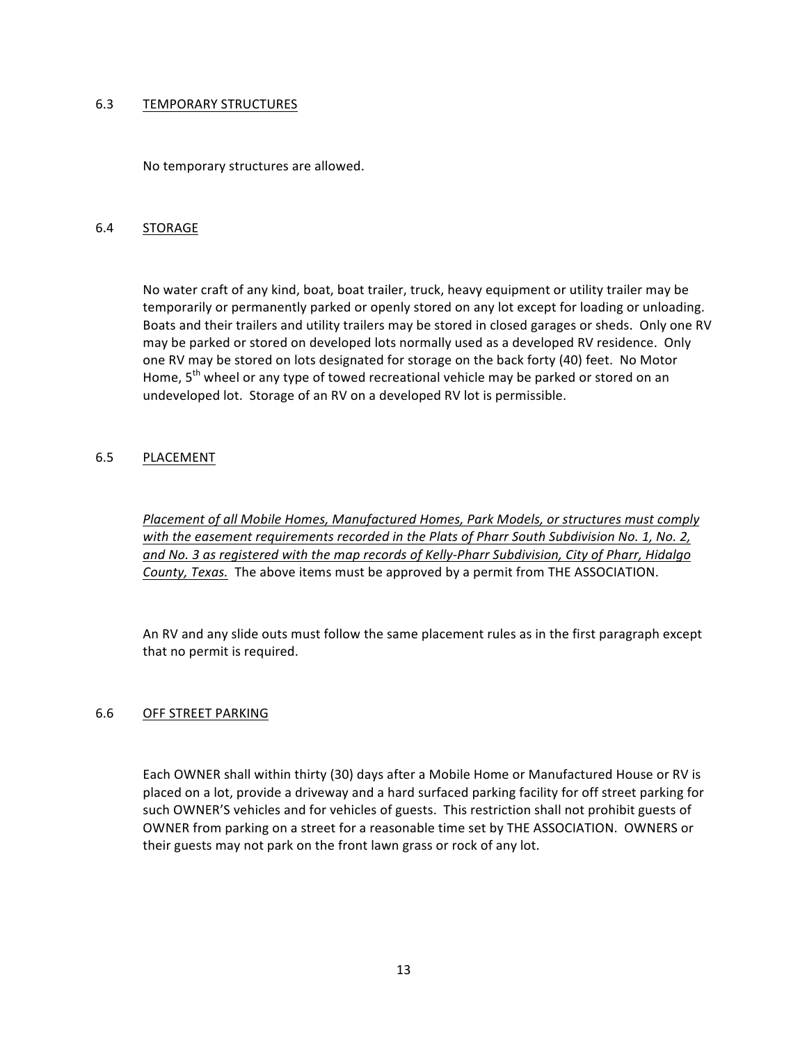### 6.3 <u>TEMPORARY STRUCTURES</u>

No temporary structures are allowed.

### 6.4 <u>STORAGE</u>

No water craft of any kind, boat, boat trailer, truck, heavy equipment or utility trailer may be temporarily or permanently parked or openly stored on any lot except for loading or unloading. Boats and their trailers and utility trailers may be stored in closed garages or sheds. Only one RV may be parked or stored on developed lots normally used as a developed RV residence. Only one RV may be stored on lots designated for storage on the back forty (40) feet. No Motor Home, 5th wheel or any type of towed recreational vehicle may be parked or stored on an undeveloped lot. Storage of an RV on a developed RV lot is permissible.

### 6.5 <u>PLACEMENT</u>

*<u>Placement of all Mobile Homes, Manufactured Homes, Park Models, or structures must comply with the easement requirements recorded in the Plats of Pharr South Subdivision No. 1, No. 2, and No. 3 as registered with the map records of Kelly-Pharr Subdivision, City of Pharr, Hidalgo County, Texas.</u>* The above items must be approved by a permit from THE ASSOCIATION.

An RV and any slide outs must follow the same placement rules as in the first paragraph except that no permit is required.

### 6.6 <u>OFF STREET PARKING</u>

Each OWNER shall within thirty (30) days after a Mobile Home or Manufactured House or RV is placed on a lot, provide a driveway and a hard surfaced parking facility for off street parking for such OWNER'S vehicles and for vehicles of guests. This restriction shall not prohibit guests of OWNER from parking on a street for a reasonable time set by THE ASSOCIATION. OWNERS or their guests may not park on the front lawn grass or rock of any lot.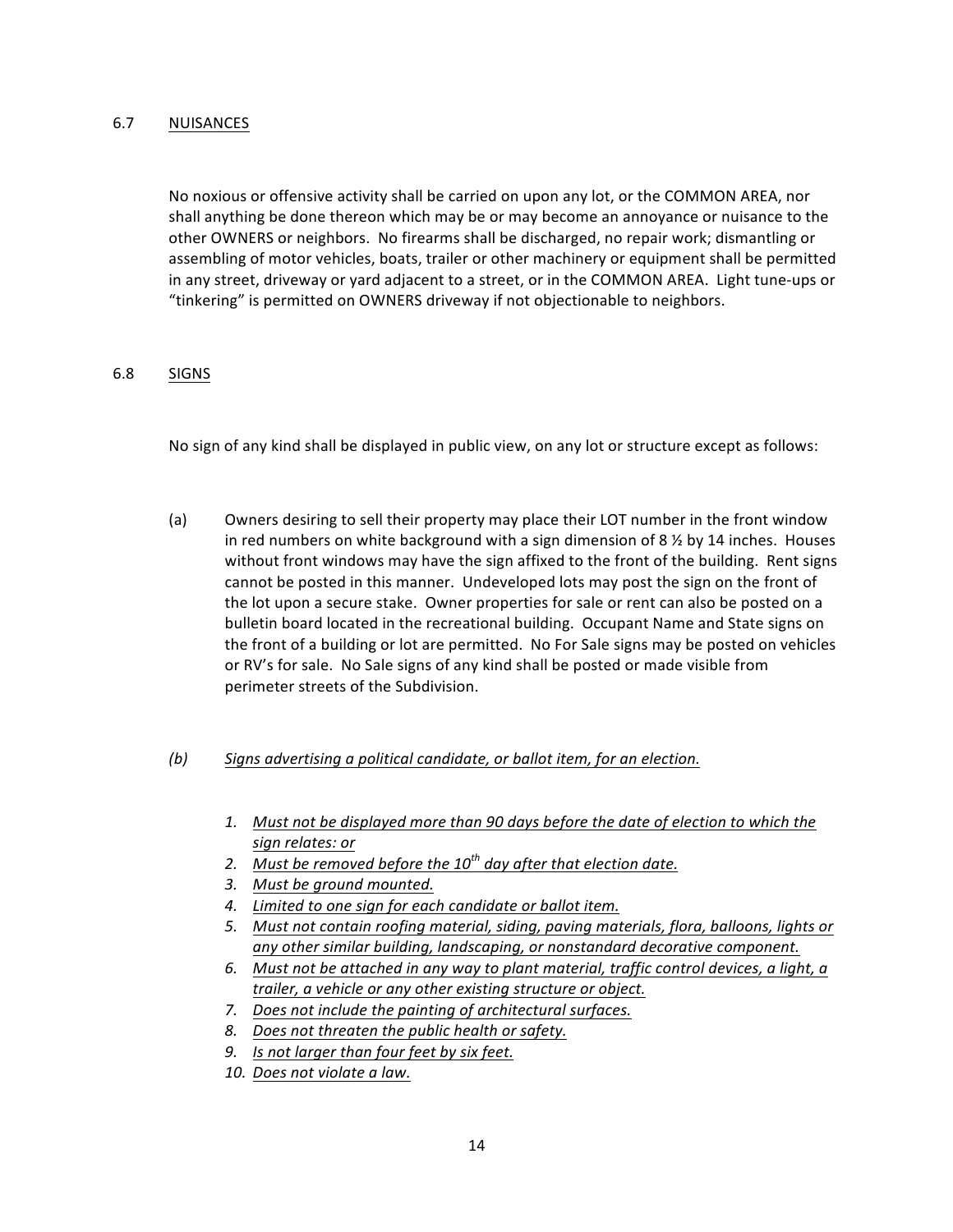## 6.7 NUISANCES

No noxious or offensive activity shall be carried on upon any lot, or the COMMON AREA, nor shall anything be done thereon which may be or may become an annoyance or nuisance to the other OWNERS or neighbors. No firearms shall be discharged, no repair work; dismantling or assembling of motor vehicles, boats, trailer or other machinery or equipment shall be permitted in any street, driveway or yard adjacent to a street, or in the COMMON AREA. Light tune-ups or "tinkering" is permitted on OWNERS driveway if not objectionable to neighbors.

## 6.8 SIGNS

No sign of any kind shall be displayed in public view, on any lot or structure except as follows:

(a) Owners desiring to sell their property may place their LOT number in the front window in red numbers on white background with a sign dimension of 8 ½ by 14 inches. Houses without front windows may have the sign affixed to the front of the building. Rent signs cannot be posted in this manner. Undeveloped lots may post the sign on the front of the lot upon a secure stake. Owner properties for sale or rent can also be posted on a bulletin board located in the recreational building. Occupant Name and State signs on the front of a building or lot are permitted. No For Sale signs may be posted on vehicles or RV's for sale. No Sale signs of any kind shall be posted or made visible from perimeter streets of the Subdivision.

*(b) <u>Signs advertising a political candidate, or ballot item, for an election.</u>*

1. *<u>Must not be displayed more than 90 days before the date of election to which the sign relates: or</u>*
2. *<u>Must be removed before the 10th day after that election date.</u>*
3. *<u>Must be ground mounted.</u>*
4. *<u>Limited to one sign for each candidate or ballot item.</u>*
5. *<u>Must not contain roofing material, siding, paving materials, flora, balloons, lights or any other similar building, landscaping, or nonstandard decorative component.</u>*
6. *<u>Must not be attached in any way to plant material, traffic control devices, a light, a trailer, a vehicle or any other existing structure or object.</u>*
7. *<u>Does not include the painting of architectural surfaces.</u>*
8. *<u>Does not threaten the public health or safety.</u>*
9. *<u>Is not larger than four feet by six feet.</u>*
10. *<u>Does not violate a law.</u>*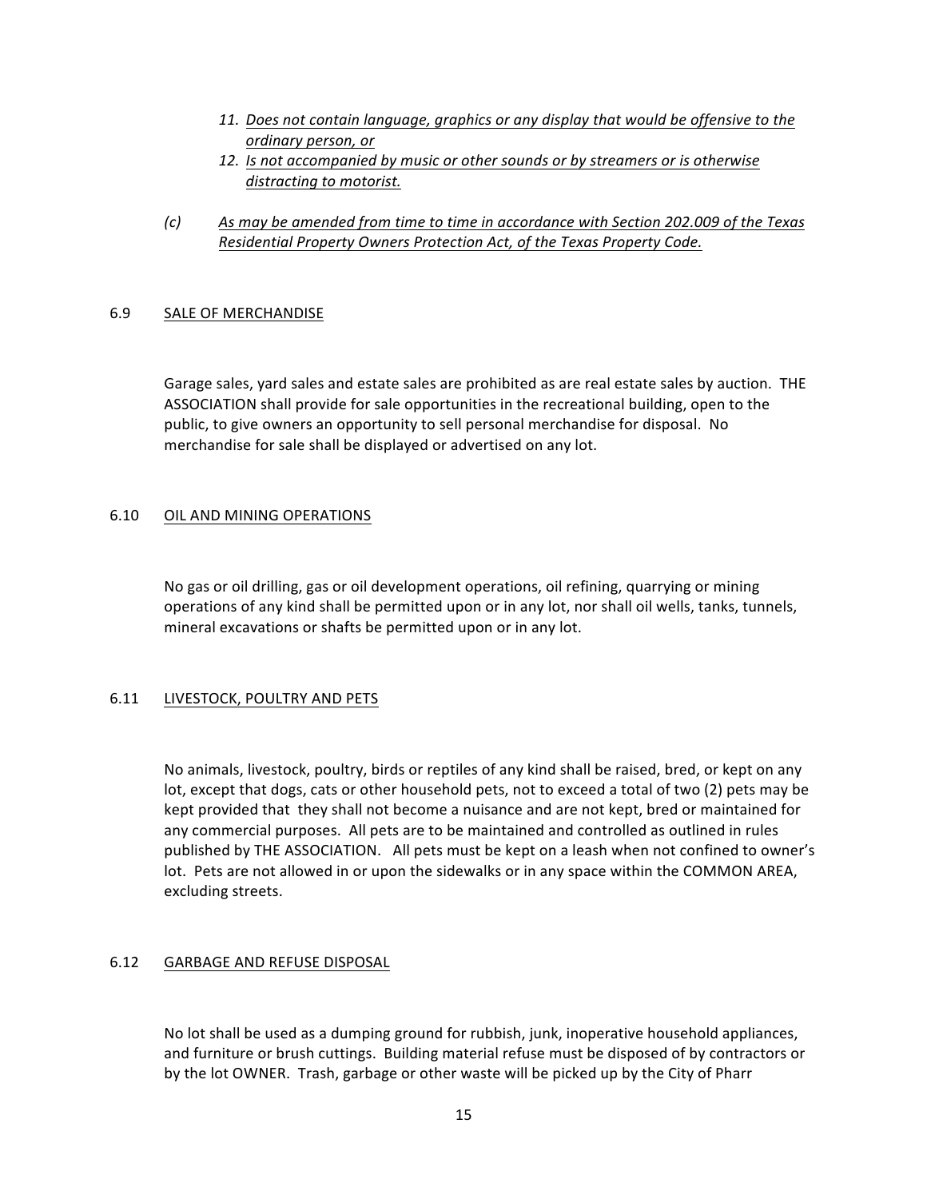11. *<u>Does not contain language, graphics or any display that would be offensive to the ordinary person, or</u>*
12. *<u>Is not accompanied by music or other sounds or by streamers or is otherwise distracting to motorist.</u>*

*(c)* *<u>As may be amended from time to time in accordance with Section 202.009 of the Texas Residential Property Owners Protection Act, of the Texas Property Code.</u>*

## 6.9 <u>SALE OF MERCHANDISE</u>

Garage sales, yard sales and estate sales are prohibited as are real estate sales by auction. THE ASSOCIATION shall provide for sale opportunities in the recreational building, open to the public, to give owners an opportunity to sell personal merchandise for disposal. No merchandise for sale shall be displayed or advertised on any lot.

## 6.10 <u>OIL AND MINING OPERATIONS</u>

No gas or oil drilling, gas or oil development operations, oil refining, quarrying or mining operations of any kind shall be permitted upon or in any lot, nor shall oil wells, tanks, tunnels, mineral excavations or shafts be permitted upon or in any lot.

## 6.11 <u>LIVESTOCK, POULTRY AND PETS</u>

No animals, livestock, poultry, birds or reptiles of any kind shall be raised, bred, or kept on any lot, except that dogs, cats or other household pets, not to exceed a total of two (2) pets may be kept provided that they shall not become a nuisance and are not kept, bred or maintained for any commercial purposes. All pets are to be maintained and controlled as outlined in rules published by THE ASSOCIATION. All pets must be kept on a leash when not confined to owner's lot. Pets are not allowed in or upon the sidewalks or in any space within the COMMON AREA, excluding streets.

## 6.12 <u>GARBAGE AND REFUSE DISPOSAL</u>

No lot shall be used as a dumping ground for rubbish, junk, inoperative household appliances, and furniture or brush cuttings. Building material refuse must be disposed of by contractors or by the lot OWNER. Trash, garbage or other waste will be picked up by the City of Pharr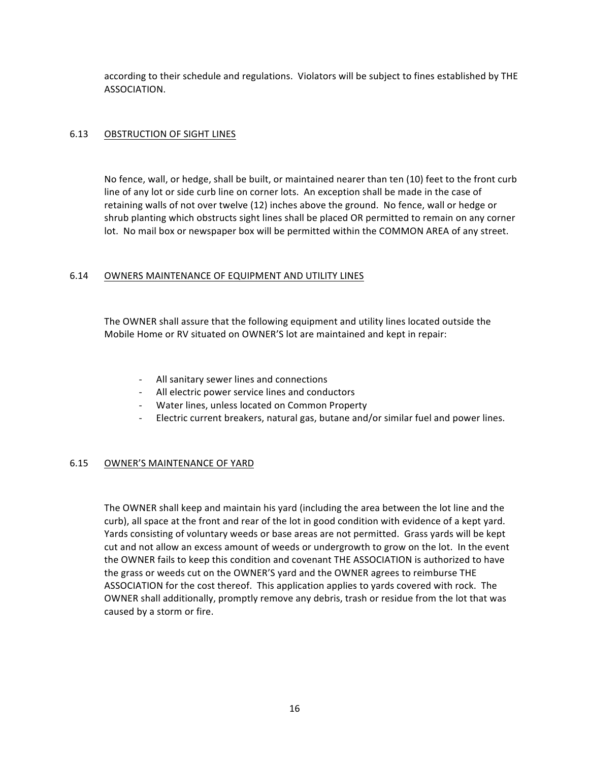according to their schedule and regulations. Violators will be subject to fines established by THE ASSOCIATION.

### 6.13 OBSTRUCTION OF SIGHT LINES

No fence, wall, or hedge, shall be built, or maintained nearer than ten (10) feet to the front curb line of any lot or side curb line on corner lots. An exception shall be made in the case of retaining walls of not over twelve (12) inches above the ground. No fence, wall or hedge or shrub planting which obstructs sight lines shall be placed OR permitted to remain on any corner lot. No mail box or newspaper box will be permitted within the COMMON AREA of any street.

### 6.14 OWNERS MAINTENANCE OF EQUIPMENT AND UTILITY LINES

The OWNER shall assure that the following equipment and utility lines located outside the Mobile Home or RV situated on OWNER'S lot are maintained and kept in repair:

- All sanitary sewer lines and connections
- All electric power service lines and conductors
- Water lines, unless located on Common Property
- Electric current breakers, natural gas, butane and/or similar fuel and power lines.

### 6.15 OWNER'S MAINTENANCE OF YARD

The OWNER shall keep and maintain his yard (including the area between the lot line and the curb), all space at the front and rear of the lot in good condition with evidence of a kept yard. Yards consisting of voluntary weeds or base areas are not permitted. Grass yards will be kept cut and not allow an excess amount of weeds or undergrowth to grow on the lot. In the event the OWNER fails to keep this condition and covenant THE ASSOCIATION is authorized to have the grass or weeds cut on the OWNER'S yard and the OWNER agrees to reimburse THE ASSOCIATION for the cost thereof. This application applies to yards covered with rock. The OWNER shall additionally, promptly remove any debris, trash or residue from the lot that was caused by a storm or fire.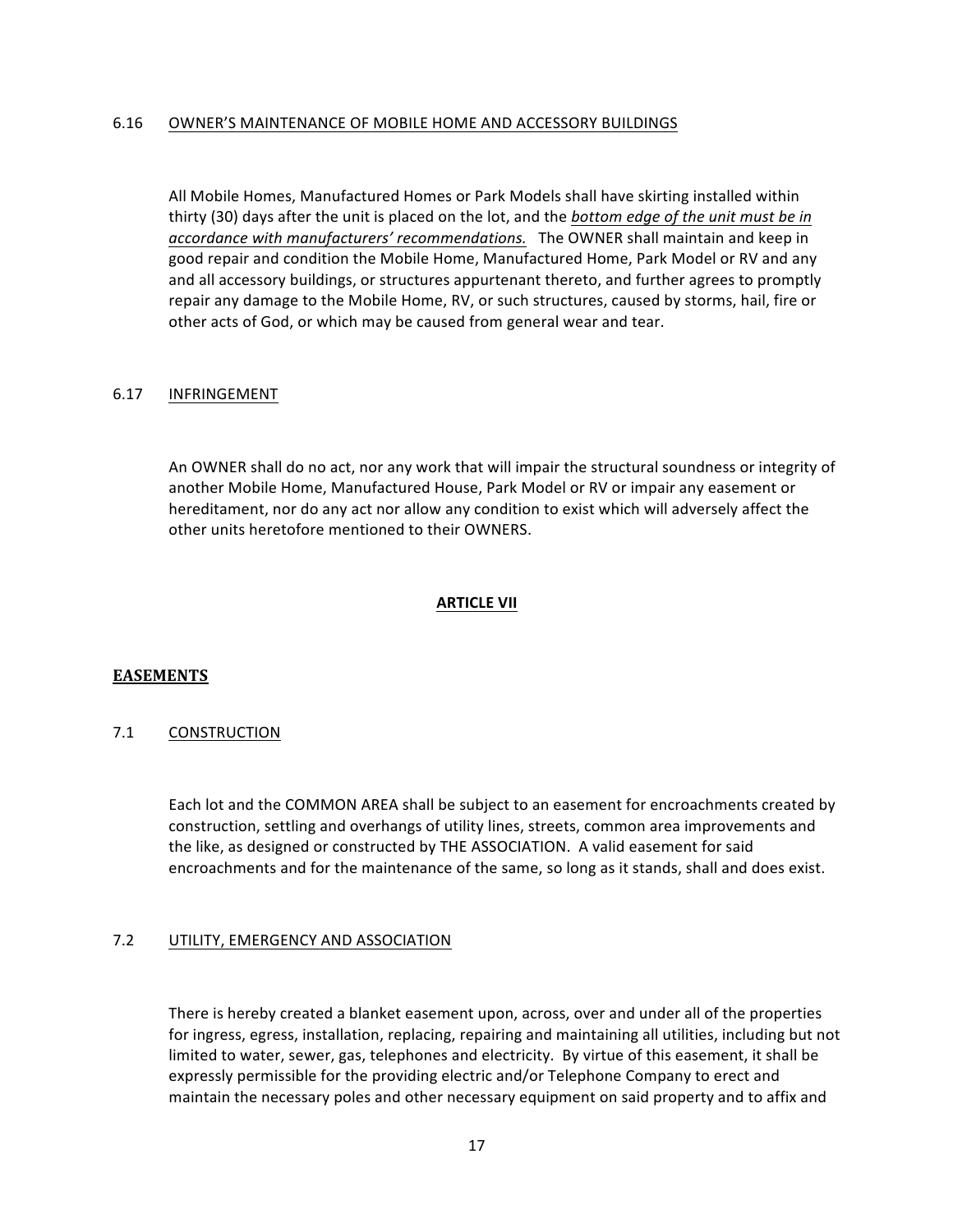6.16 OWNER'S MAINTENANCE OF MOBILE HOME AND ACCESSORY BUILDINGS

All Mobile Homes, Manufactured Homes or Park Models shall have skirting installed within thirty (30) days after the unit is placed on the lot, and the ***bottom edge of the unit must be in accordance with manufacturers' recommendations.*** The OWNER shall maintain and keep in good repair and condition the Mobile Home, Manufactured Home, Park Model or RV and any and all accessory buildings, or structures appurtenant thereto, and further agrees to promptly repair any damage to the Mobile Home, RV, or such structures, caused by storms, hail, fire or other acts of God, or which may be caused from general wear and tear.

6.17 INFRINGEMENT

An OWNER shall do no act, nor any work that will impair the structural soundness or integrity of another Mobile Home, Manufactured House, Park Model or RV or impair any easement or hereditament, nor do any act nor allow any condition to exist which will adversely affect the other units heretofore mentioned to their OWNERS.

## ARTICLE VII

## EASEMENTS

7.1 CONSTRUCTION

Each lot and the COMMON AREA shall be subject to an easement for encroachments created by construction, settling and overhangs of utility lines, streets, common area improvements and the like, as designed or constructed by THE ASSOCIATION. A valid easement for said encroachments and for the maintenance of the same, so long as it stands, shall and does exist.

7.2 UTILITY, EMERGENCY AND ASSOCIATION

There is hereby created a blanket easement upon, across, over and under all of the properties for ingress, egress, installation, replacing, repairing and maintaining all utilities, including but not limited to water, sewer, gas, telephones and electricity. By virtue of this easement, it shall be expressly permissible for the providing electric and/or Telephone Company to erect and maintain the necessary poles and other necessary equipment on said property and to affix and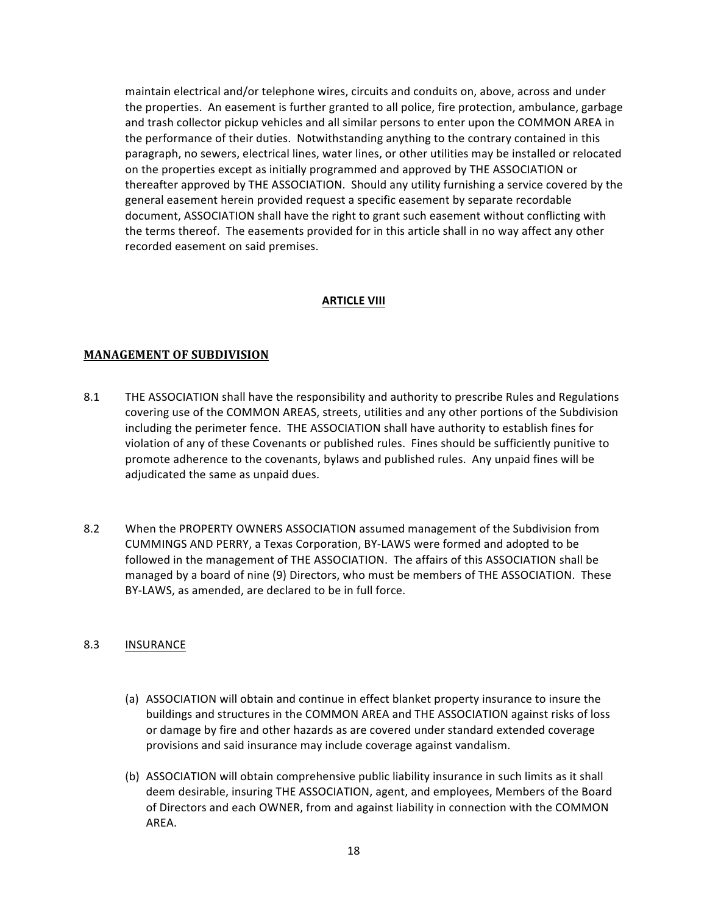maintain electrical and/or telephone wires, circuits and conduits on, above, across and under the properties. An easement is further granted to all police, fire protection, ambulance, garbage and trash collector pickup vehicles and all similar persons to enter upon the COMMON AREA in the performance of their duties. Notwithstanding anything to the contrary contained in this paragraph, no sewers, electrical lines, water lines, or other utilities may be installed or relocated on the properties except as initially programmed and approved by THE ASSOCIATION or thereafter approved by THE ASSOCIATION. Should any utility furnishing a service covered by the general easement herein provided request a specific easement by separate recordable document, ASSOCIATION shall have the right to grant such easement without conflicting with the terms thereof. The easements provided for in this article shall in no way affect any other recorded easement on said premises.

## ARTICLE VIII

## MANAGEMENT OF SUBDIVISION

8.1 THE ASSOCIATION shall have the responsibility and authority to prescribe Rules and Regulations covering use of the COMMON AREAS, streets, utilities and any other portions of the Subdivision including the perimeter fence. THE ASSOCIATION shall have authority to establish fines for violation of any of these Covenants or published rules. Fines should be sufficiently punitive to promote adherence to the covenants, bylaws and published rules. Any unpaid fines will be adjudicated the same as unpaid dues.

8.2 When the PROPERTY OWNERS ASSOCIATION assumed management of the Subdivision from CUMMINGS AND PERRY, a Texas Corporation, BY-LAWS were formed and adopted to be followed in the management of THE ASSOCIATION. The affairs of this ASSOCIATION shall be managed by a board of nine (9) Directors, who must be members of THE ASSOCIATION. These BY-LAWS, as amended, are declared to be in full force.

8.3 INSURANCE

(a) ASSOCIATION will obtain and continue in effect blanket property insurance to insure the buildings and structures in the COMMON AREA and THE ASSOCIATION against risks of loss or damage by fire and other hazards as are covered under standard extended coverage provisions and said insurance may include coverage against vandalism.

(b) ASSOCIATION will obtain comprehensive public liability insurance in such limits as it shall deem desirable, insuring THE ASSOCIATION, agent, and employees, Members of the Board of Directors and each OWNER, from and against liability in connection with the COMMON AREA.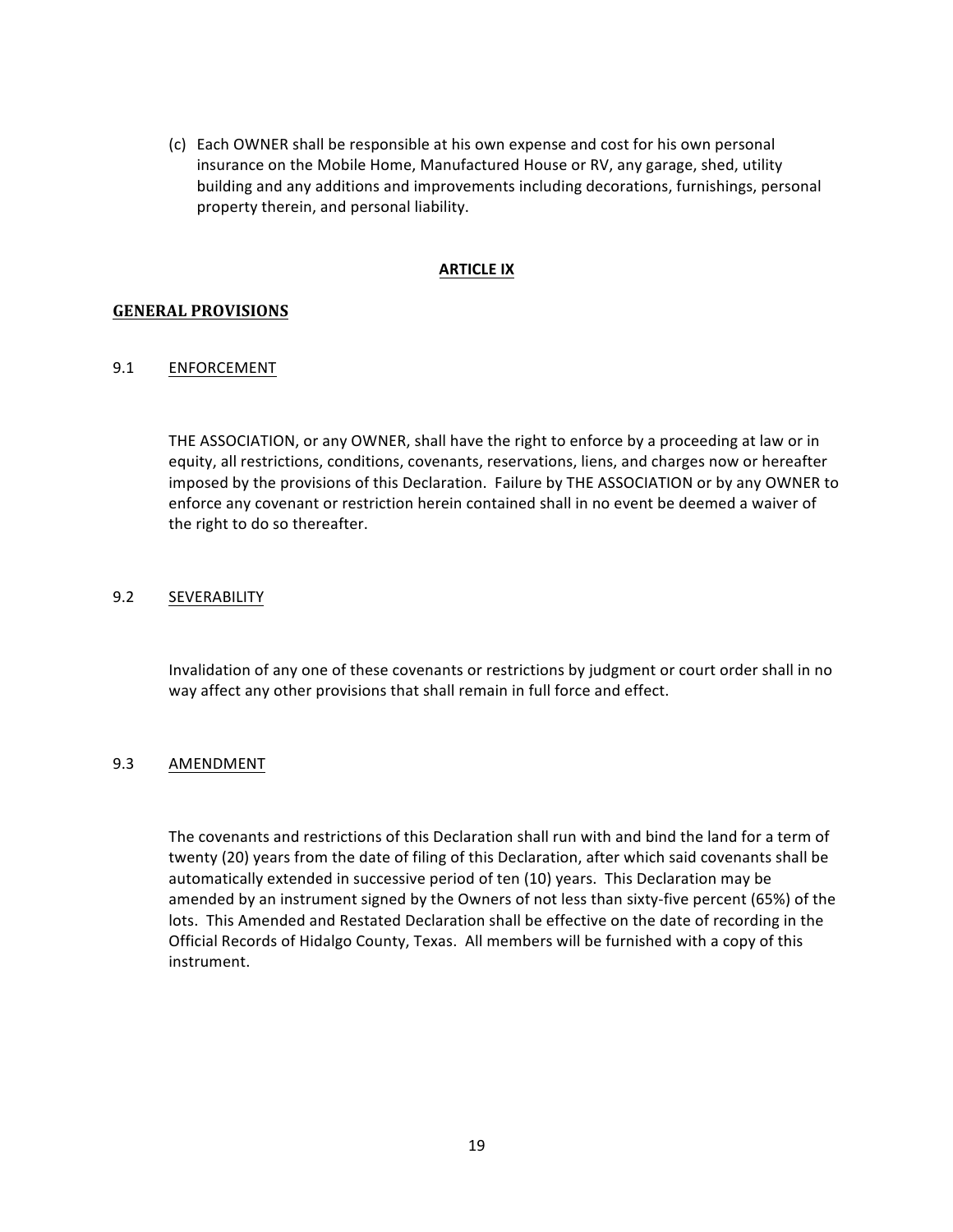(c) Each OWNER shall be responsible at his own expense and cost for his own personal insurance on the Mobile Home, Manufactured House or RV, any garage, shed, utility building and any additions and improvements including decorations, furnishings, personal property therein, and personal liability.

## ARTICLE IX

## GENERAL PROVISIONS

### 9.1 ENFORCEMENT

THE ASSOCIATION, or any OWNER, shall have the right to enforce by a proceeding at law or in equity, all restrictions, conditions, covenants, reservations, liens, and charges now or hereafter imposed by the provisions of this Declaration. Failure by THE ASSOCIATION or by any OWNER to enforce any covenant or restriction herein contained shall in no event be deemed a waiver of the right to do so thereafter.

### 9.2 SEVERABILITY

Invalidation of any one of these covenants or restrictions by judgment or court order shall in no way affect any other provisions that shall remain in full force and effect.

### 9.3 AMENDMENT

The covenants and restrictions of this Declaration shall run with and bind the land for a term of twenty (20) years from the date of filing of this Declaration, after which said covenants shall be automatically extended in successive period of ten (10) years. This Declaration may be amended by an instrument signed by the Owners of not less than sixty-five percent (65%) of the lots. This Amended and Restated Declaration shall be effective on the date of recording in the Official Records of Hidalgo County, Texas. All members will be furnished with a copy of this instrument.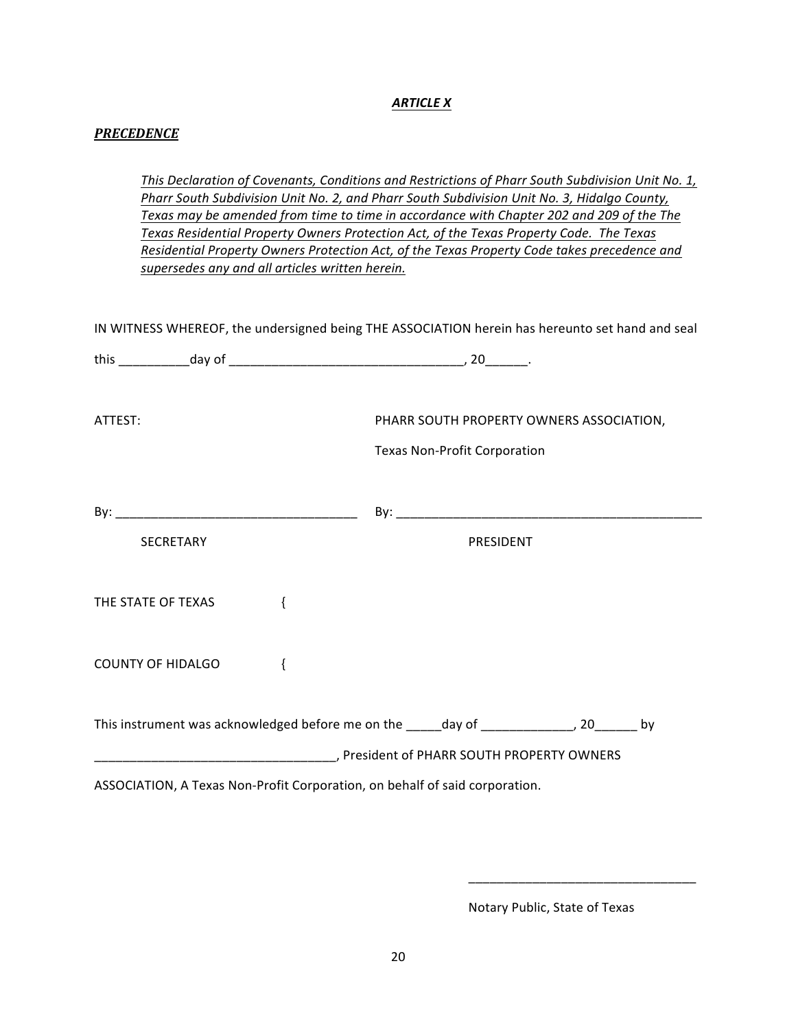***ARTICLE X***

***PRECEDENCE***

*This Declaration of Covenants, Conditions and Restrictions of Pharr South Subdivision Unit No. 1, Pharr South Subdivision Unit No. 2, and Pharr South Subdivision Unit No. 3, Hidalgo County, Texas may be amended from time to time in accordance with Chapter 202 and 209 of the The Texas Residential Property Owners Protection Act, of the Texas Property Code. The Texas Residential Property Owners Protection Act, of the Texas Property Code takes precedence and supersedes any and all articles written herein.*

IN WITNESS WHEREOF, the undersigned being THE ASSOCIATION herein has hereunto set hand and seal this __________day of ________________________________, 20______.

ATTEST:

PHARR SOUTH PROPERTY OWNERS ASSOCIATION,
Texas Non-Profit Corporation

By: __________________________________
SECRETARY

By: ____________________________________________
PRESIDENT

THE STATE OF TEXAS {

COUNTY OF HIDALGO {

This instrument was acknowledged before me on the _____day of _____________, 20______ by __________________________________, President of PHARR SOUTH PROPERTY OWNERS ASSOCIATION, A Texas Non-Profit Corporation, on behalf of said corporation.

_________________________________
Notary Public, State of Texas